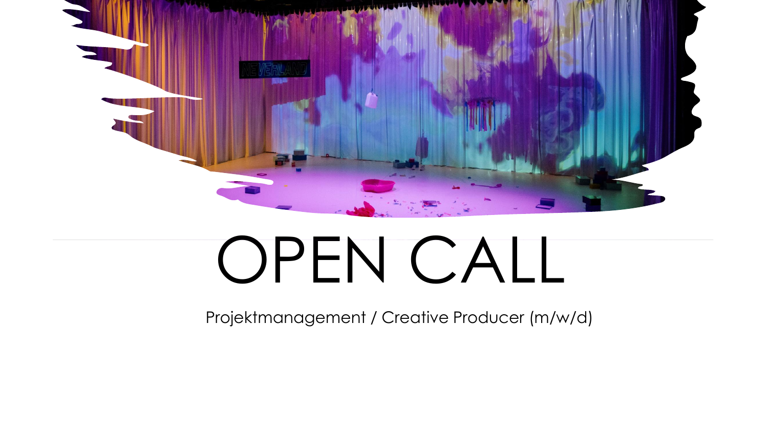# OPEN CALL

Projektmanagement / Creative Producer (m/w/d)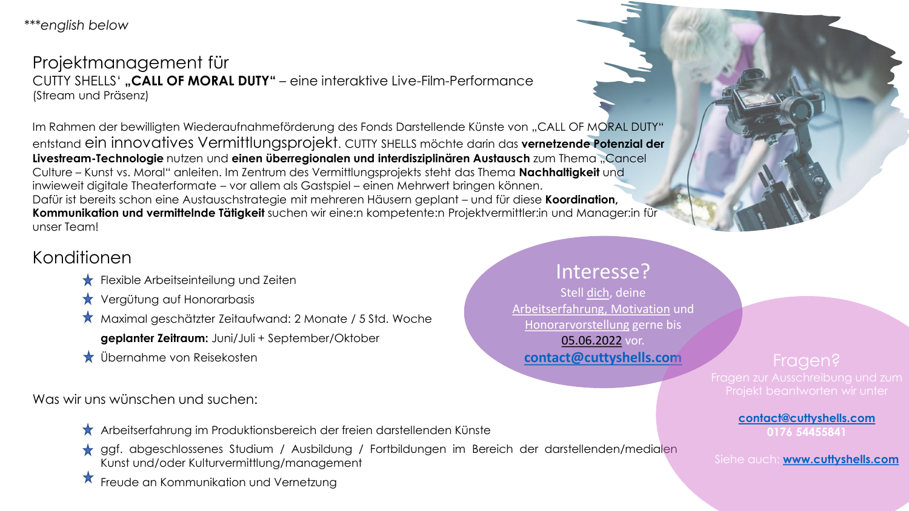*\*\*\*english below*

# Projektmanagement für

CUTTY SHELLS' **„CALL OF MORAL DUTY"** – eine interaktive Live-Film-Performance
(Stream und Präsenz)

Im Rahmen der bewilligten Wiederaufnahmeförderung des Fonds Darstellende Künste von „CALL OF MORAL DUTY" entstand ein innovatives Vermittlungsprojekt. CUTTY SHELLS möchte darin das **vernetzende Potenzial der Livestream-Technologie** nutzen und **einen überregionalen und interdisziplinären Austausch** zum Thema „Cancel Culture – Kunst vs. Moral" anleiten. Im Zentrum des Vermittlungsprojekts steht das Thema **Nachhaltigkeit** und inwieweit digitale Theaterformate – vor allem als Gastspiel – einen Mehrwert bringen können.
Dafür ist bereits schon eine Austauschstrategie mit mehreren Häusern geplant – und für diese **Koordination, Kommunikation und vermittelnde Tätigkeit** suchen wir eine:n kompetente:n Projektvermittler:in und Manager:in für unser Team!

## Konditionen

- Flexible Arbeitseinteilung und Zeiten
- Vergütung auf Honorarbasis
- Maximal geschätzter Zeitaufwand: 2 Monate / 5 Std. Woche
  **geplanter Zeitraum:** Juni/Juli + September/Oktober
- Übernahme von Reisekosten

## Was wir uns wünschen und suchen:

- Arbeitserfahrung im Produktionsbereich der freien darstellenden Künste
- ggf. abgeschlossenes Studium / Ausbildung / Fortbildungen im Bereich der darstellenden/medialen Kunst und/oder Kulturvermittlung/management
- Freude an Kommunikation und Vernetzung

## Interesse?

Stell dich, deine Arbeitserfahrung, Motivation und Honorarvorstellung gerne bis 05.06.2022 vor.
**contact@cuttyshells.com**

## Fragen?

Fragen zur Ausschreibung und zum Projekt beantworten wir unter

**contact@cuttyshells.com**
**0176 54455841**

Siehe auch: **www.cuttyshells.com**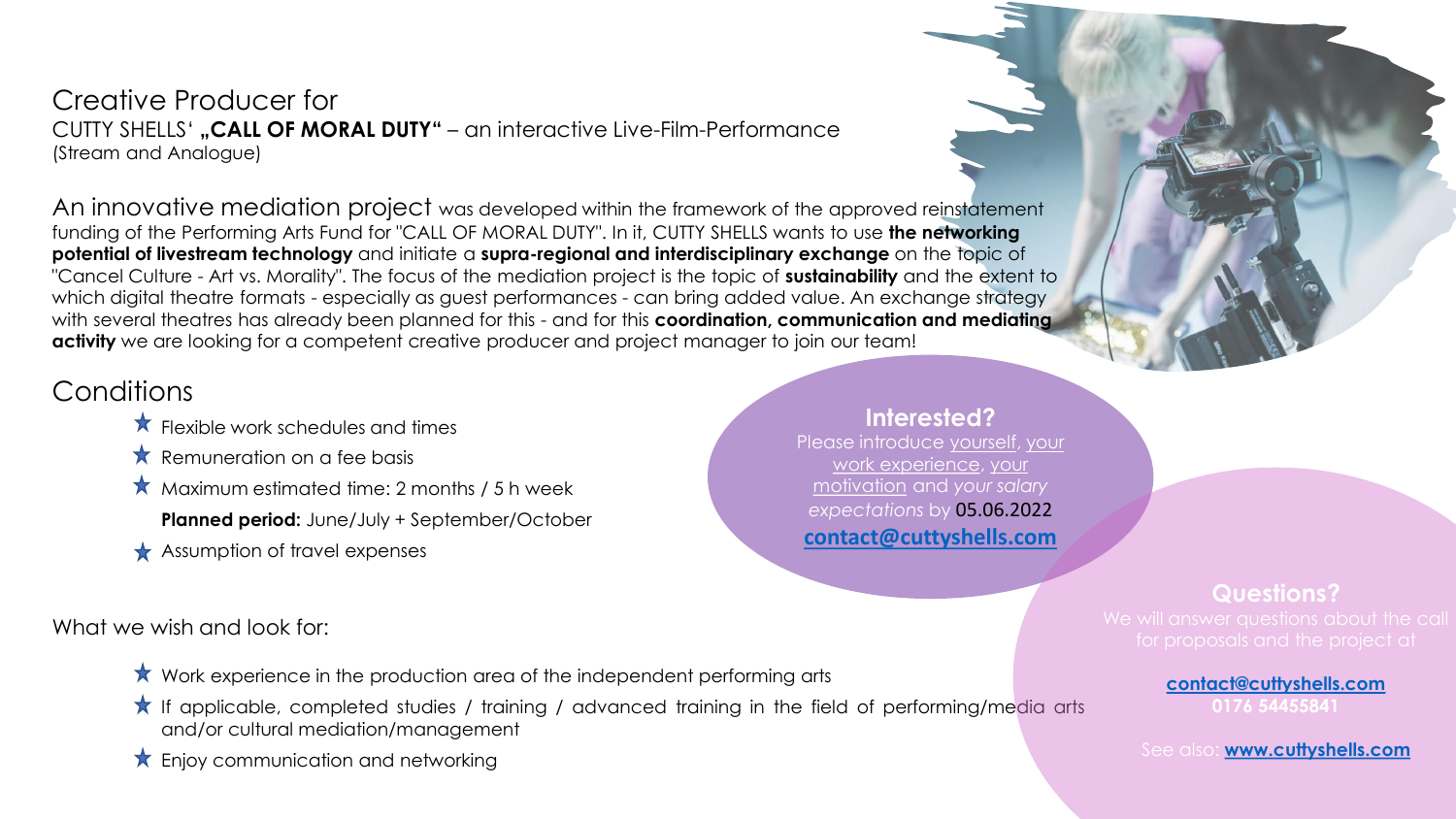# Creative Producer for

CUTTY SHELLS' **„CALL OF MORAL DUTY"** – an interactive Live-Film-Performance
(Stream and Analogue)

An innovative mediation project was developed within the framework of the approved reinstatement funding of the Performing Arts Fund for "CALL OF MORAL DUTY". In it, CUTTY SHELLS wants to use **the networking potential of livestream technology** and initiate a **supra-regional and interdisciplinary exchange** on the topic of "Cancel Culture - Art vs. Morality". The focus of the mediation project is the topic of **sustainability** and the extent to which digital theatre formats - especially as guest performances - can bring added value. An exchange strategy with several theatres has already been planned for this - and for this **coordination, communication and mediating activity** we are looking for a competent creative producer and project manager to join our team!

## Conditions

- Flexible work schedules and times
- Remuneration on a fee basis
- Maximum estimated time: 2 months / 5 h week

  **Planned period:** June/July + September/October
- Assumption of travel expenses

What we wish and look for:

- Work experience in the production area of the independent performing arts
- If applicable, completed studies / training / advanced training in the field of performing/media arts and/or cultural mediation/management
- Enjoy communication and networking

**Interested?**

Please introduce yourself, your work experience, your motivation and *your salary expectations* by 05.06.2022

**contact@cuttyshells.com**

**Questions?**

We will answer questions about the call for proposals and the project at

**contact@cuttyshells.com**
**0176 54455841**

See also: **www.cuttyshells.com**